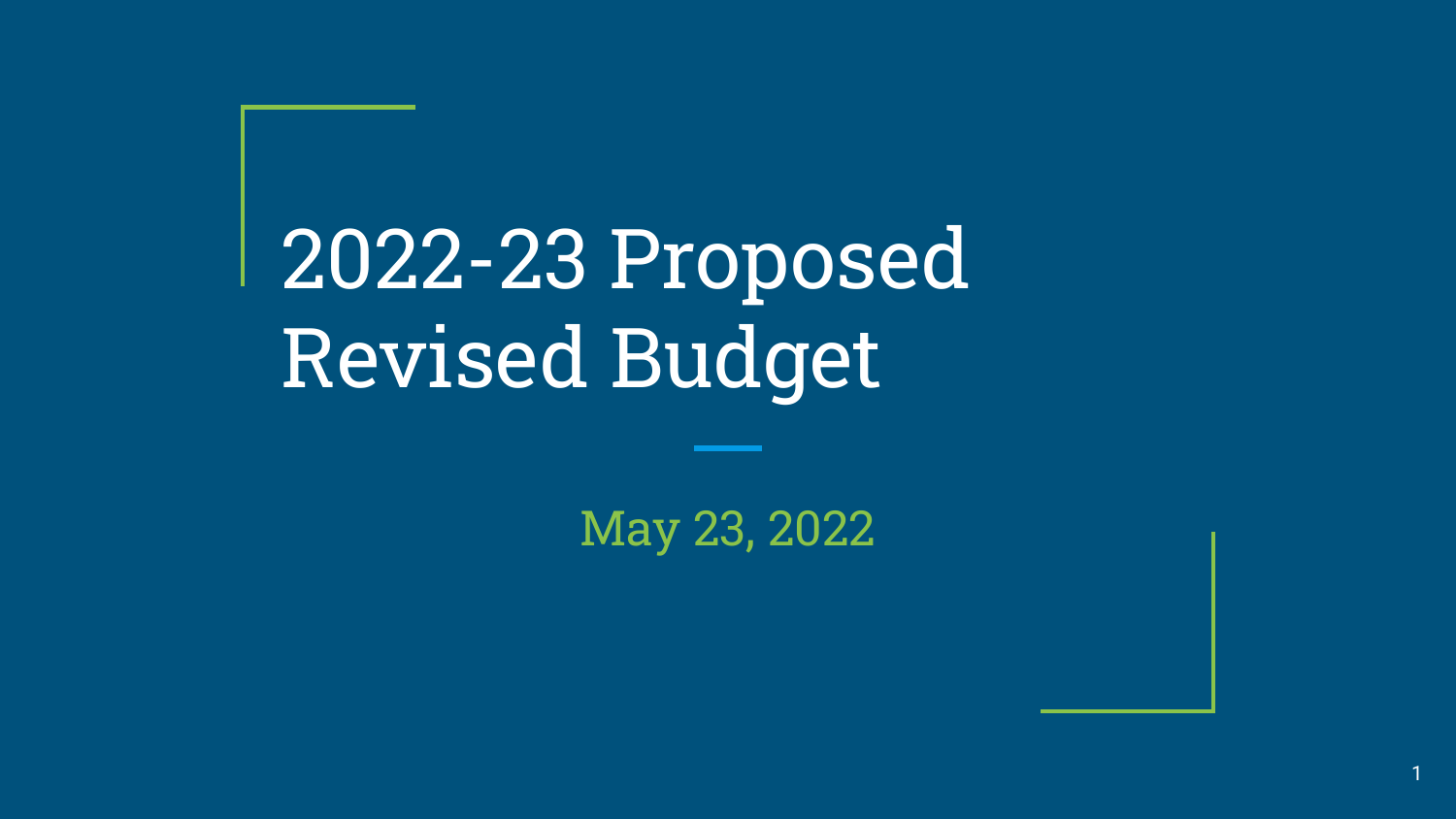# 2022-23 Proposed Revised Budget

May 23, 2022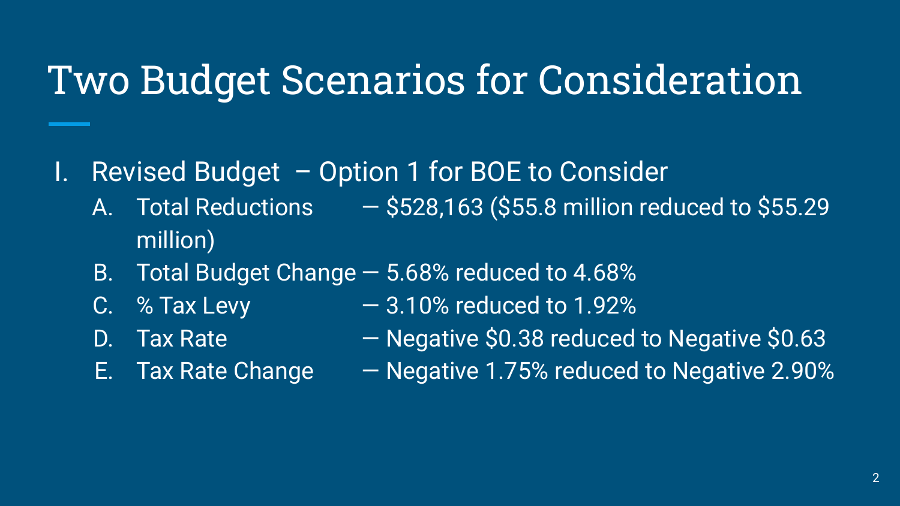# Two Budget Scenarios for Consideration

I. Revised Budget – Option 1 for BOE to Consider
   A. Total Reductions — $528,163 ($55.8 million reduced to $55.29 million)
   B. Total Budget Change — 5.68% reduced to 4.68%
   C. % Tax Levy — 3.10% reduced to 1.92%
   D. Tax Rate — Negative $0.38 reduced to Negative $0.63
   E. Tax Rate Change — Negative 1.75% reduced to Negative 2.90%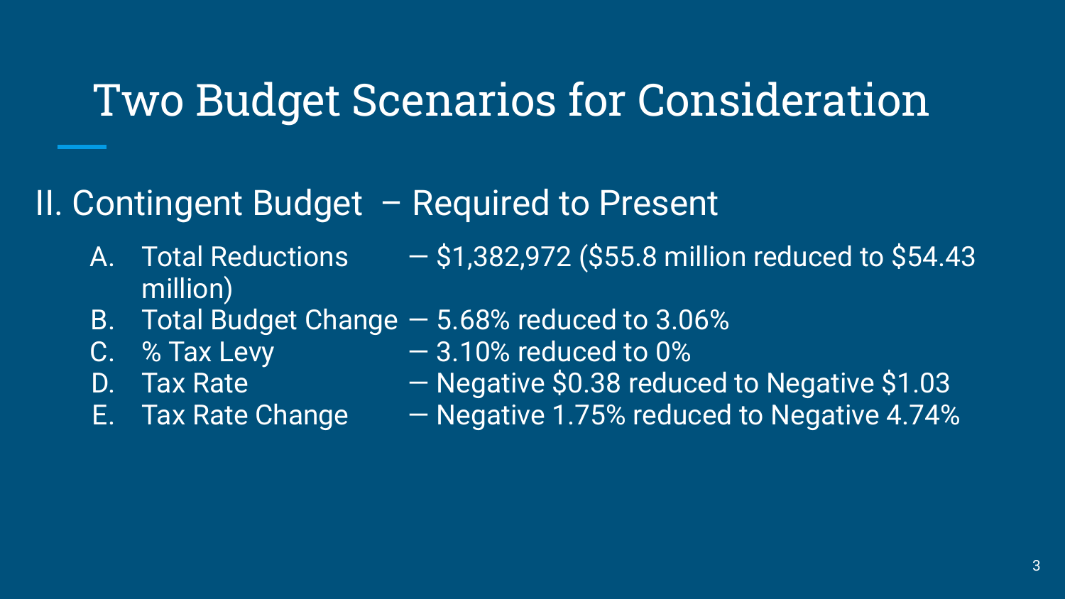# Two Budget Scenarios for Consideration

## II. Contingent Budget – Required to Present

A. Total Reductions — $1,382,972 ($55.8 million reduced to $54.43 million)
B. Total Budget Change — 5.68% reduced to 3.06%
C. % Tax Levy — 3.10% reduced to 0%
D. Tax Rate — Negative $0.38 reduced to Negative $1.03
E. Tax Rate Change — Negative 1.75% reduced to Negative 4.74%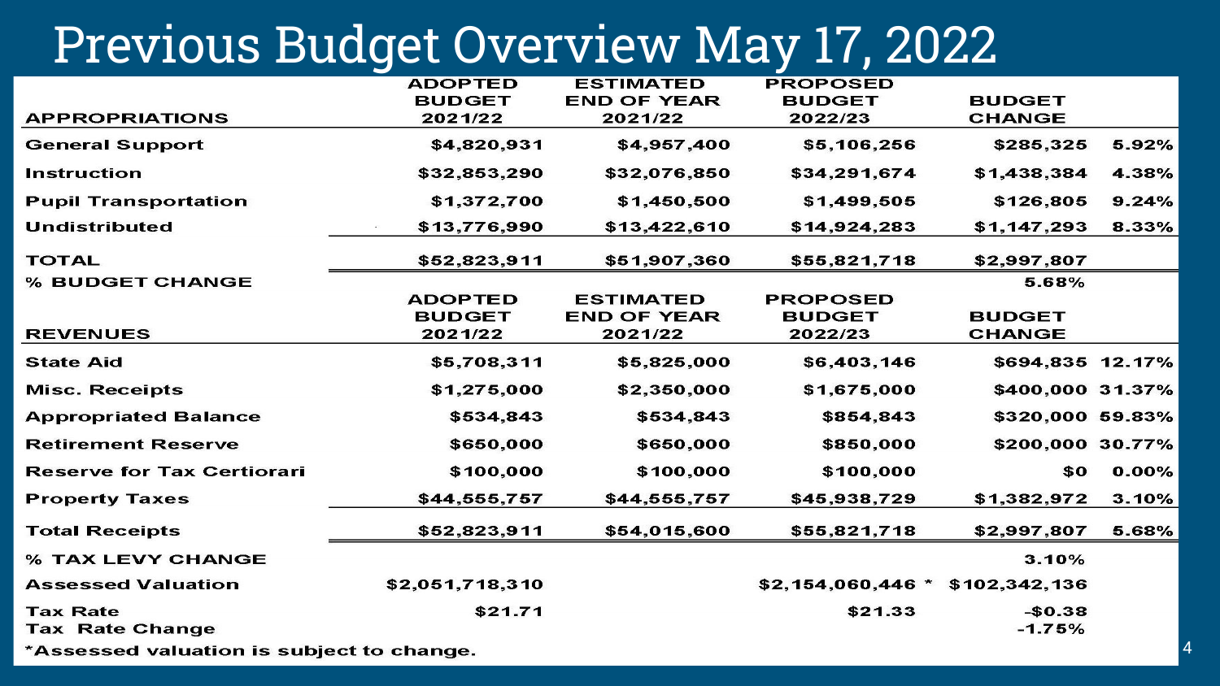# Previous Budget Overview May 17, 2022

| APPROPRIATIONS | ADOPTED BUDGET 2021/22 | ESTIMATED END OF YEAR 2021/22 | PROPOSED BUDGET 2022/23 | BUDGET CHANGE | |
|---|---|---|---|---|---|
| General Support | $4,820,931 | $4,957,400 | $5,106,256 | $285,325 | 5.92% |
| Instruction | $32,853,290 | $32,076,850 | $34,291,674 | $1,438,384 | 4.38% |
| Pupil Transportation | $1,372,700 | $1,450,500 | $1,499,505 | $126,805 | 9.24% |
| Undistributed | $13,776,990 | $13,422,610 | $14,924,283 | $1,147,293 | 8.33% |
| TOTAL | $52,823,911 | $51,907,360 | $55,821,718 | $2,997,807 | |
| % BUDGET CHANGE | | | | 5.68% | |

| REVENUES | ADOPTED BUDGET 2021/22 | ESTIMATED END OF YEAR 2021/22 | PROPOSED BUDGET 2022/23 | BUDGET CHANGE | |
|---|---|---|---|---|---|
| State Aid | $5,708,311 | $5,825,000 | $6,403,146 | $694,835 | 12.17% |
| Misc. Receipts | $1,275,000 | $2,350,000 | $1,675,000 | $400,000 | 31.37% |
| Appropriated Balance | $534,843 | $534,843 | $854,843 | $320,000 | 59.83% |
| Retirement Reserve | $650,000 | $650,000 | $850,000 | $200,000 | 30.77% |
| Reserve for Tax Certiorari | $100,000 | $100,000 | $100,000 | $0 | 0.00% |
| Property Taxes | $44,555,757 | $44,555,757 | $45,938,729 | $1,382,972 | 3.10% |
| Total Receipts | $52,823,911 | $54,015,600 | $55,821,718 | $2,997,807 | 5.68% |
| % TAX LEVY CHANGE | | | | 3.10% | |
| Assessed Valuation | $2,051,718,310 | | $2,154,060,446 * | $102,342,136 | |
| Tax Rate | $21.71 | | $21.33 | -$0.38 | |
| Tax Rate Change | | | | -1.75% | |

*Assessed valuation is subject to change.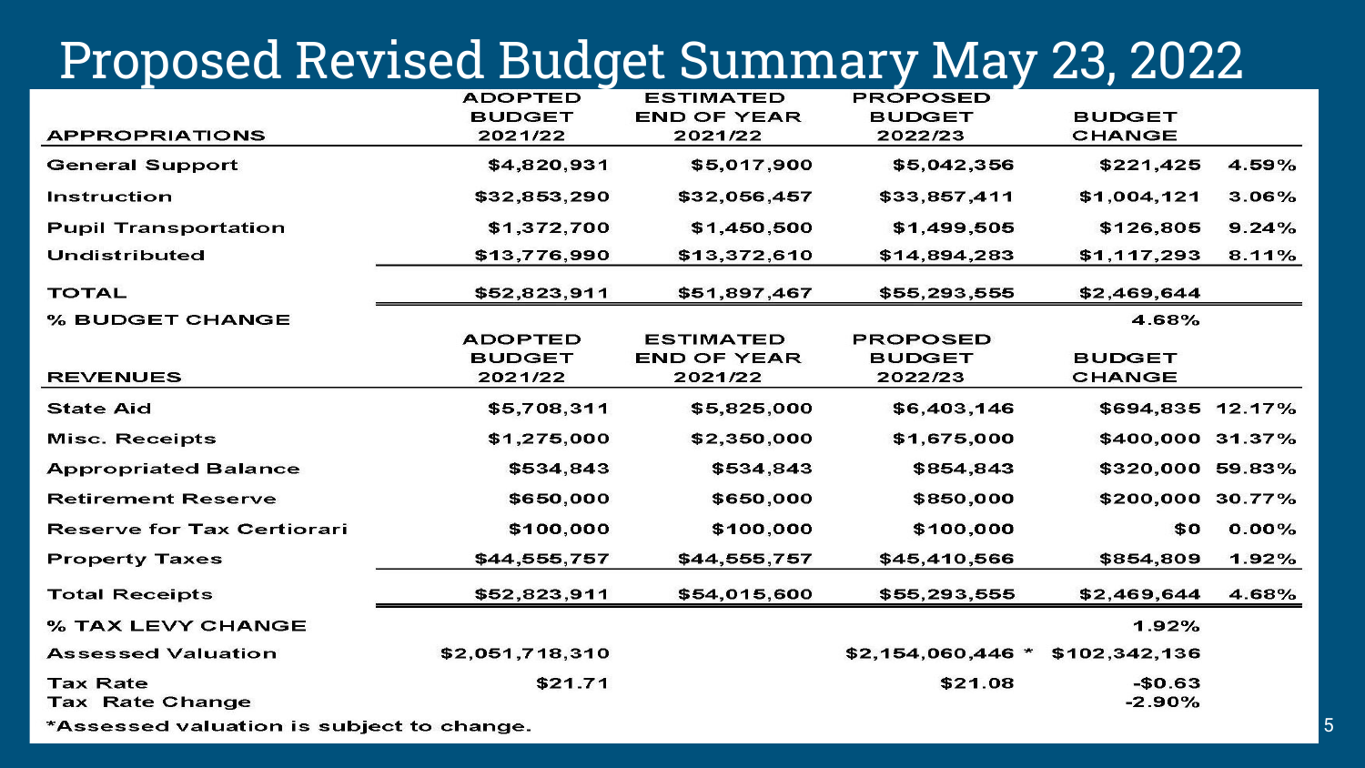# Proposed Revised Budget Summary May 23, 2022

| APPROPRIATIONS | ADOPTED BUDGET 2021/22 | ESTIMATED END OF YEAR 2021/22 | PROPOSED BUDGET 2022/23 | BUDGET CHANGE | |
|---|---|---|---|---|---|
| General Support | $4,820,931 | $5,017,900 | $5,042,356 | $221,425 | 4.59% |
| Instruction | $32,853,290 | $32,056,457 | $33,857,411 | $1,004,121 | 3.06% |
| Pupil Transportation | $1,372,700 | $1,450,500 | $1,499,505 | $126,805 | 9.24% |
| Undistributed | $13,776,990 | $13,372,610 | $14,894,283 | $1,117,293 | 8.11% |
| TOTAL | $52,823,911 | $51,897,467 | $55,293,555 | $2,469,644 | |
| % BUDGET CHANGE | | | | 4.68% | |

| REVENUES | ADOPTED BUDGET 2021/22 | ESTIMATED END OF YEAR 2021/22 | PROPOSED BUDGET 2022/23 | BUDGET CHANGE | |
|---|---|---|---|---|---|
| State Aid | $5,708,311 | $5,825,000 | $6,403,146 | $694,835 | 12.17% |
| Misc. Receipts | $1,275,000 | $2,350,000 | $1,675,000 | $400,000 | 31.37% |
| Appropriated Balance | $534,843 | $534,843 | $854,843 | $320,000 | 59.83% |
| Retirement Reserve | $650,000 | $650,000 | $850,000 | $200,000 | 30.77% |
| Reserve for Tax Certiorari | $100,000 | $100,000 | $100,000 | $0 | 0.00% |
| Property Taxes | $44,555,757 | $44,555,757 | $45,410,566 | $854,809 | 1.92% |
| Total Receipts | $52,823,911 | $54,015,600 | $55,293,555 | $2,469,644 | 4.68% |
| % TAX LEVY CHANGE | | | | 1.92% | |
| Assessed Valuation | $2,051,718,310 | | $2,154,060,446 * | $102,342,136 | |
| Tax Rate | $21.71 | | $21.08 | -$0.63 | |
| Tax Rate Change | | | | -2.90% | |

*Assessed valuation is subject to change.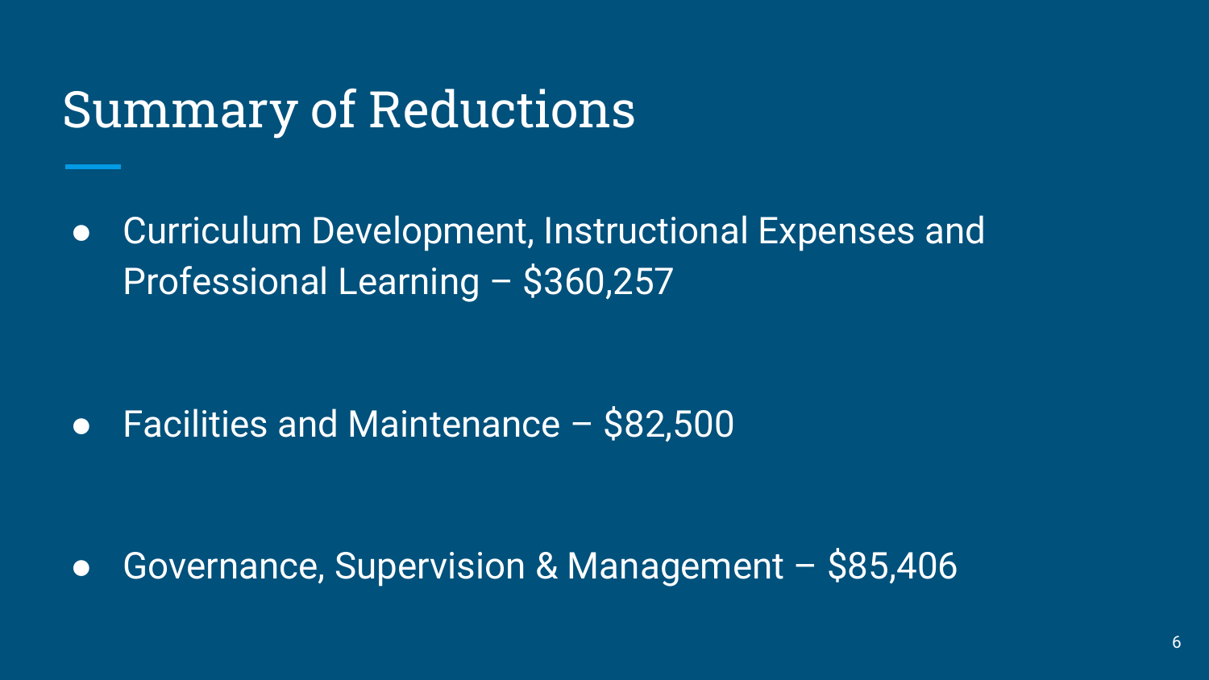# Summary of Reductions

- Curriculum Development, Instructional Expenses and Professional Learning – $360,257

- Facilities and Maintenance – $82,500

- Governance, Supervision & Management – $85,406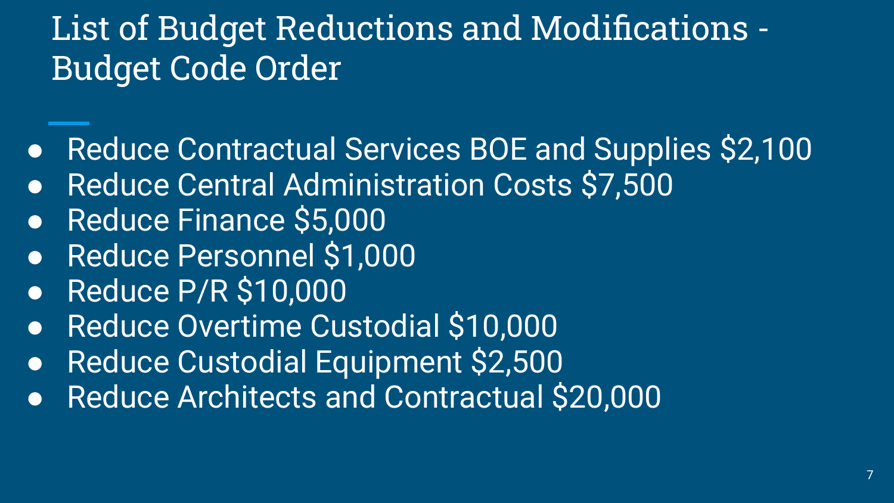# List of Budget Reductions and Modifications - Budget Code Order

- Reduce Contractual Services BOE and Supplies $2,100
- Reduce Central Administration Costs $7,500
- Reduce Finance $5,000
- Reduce Personnel $1,000
- Reduce P/R $10,000
- Reduce Overtime Custodial $10,000
- Reduce Custodial Equipment $2,500
- Reduce Architects and Contractual $20,000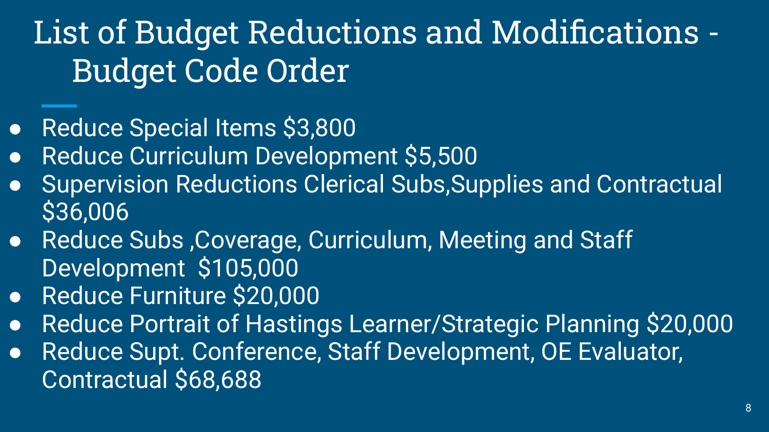# List of Budget Reductions and Modifications - Budget Code Order

- Reduce Special Items $3,800
- Reduce Curriculum Development $5,500
- Supervision Reductions Clerical Subs,Supplies and Contractual $36,006
- Reduce Subs ,Coverage, Curriculum, Meeting and Staff Development $105,000
- Reduce Furniture $20,000
- Reduce Portrait of Hastings Learner/Strategic Planning $20,000
- Reduce Supt. Conference, Staff Development, OE Evaluator, Contractual $68,688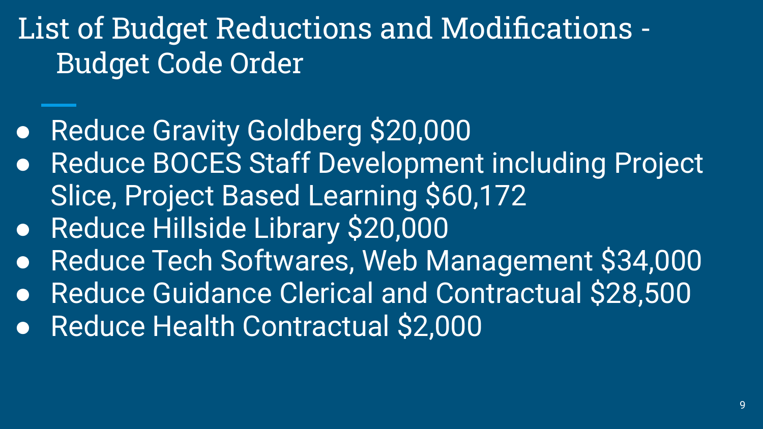# List of Budget Reductions and Modifications - Budget Code Order

- Reduce Gravity Goldberg $20,000
- Reduce BOCES Staff Development including Project Slice, Project Based Learning $60,172
- Reduce Hillside Library $20,000
- Reduce Tech Softwares, Web Management $34,000
- Reduce Guidance Clerical and Contractual $28,500
- Reduce Health Contractual $2,000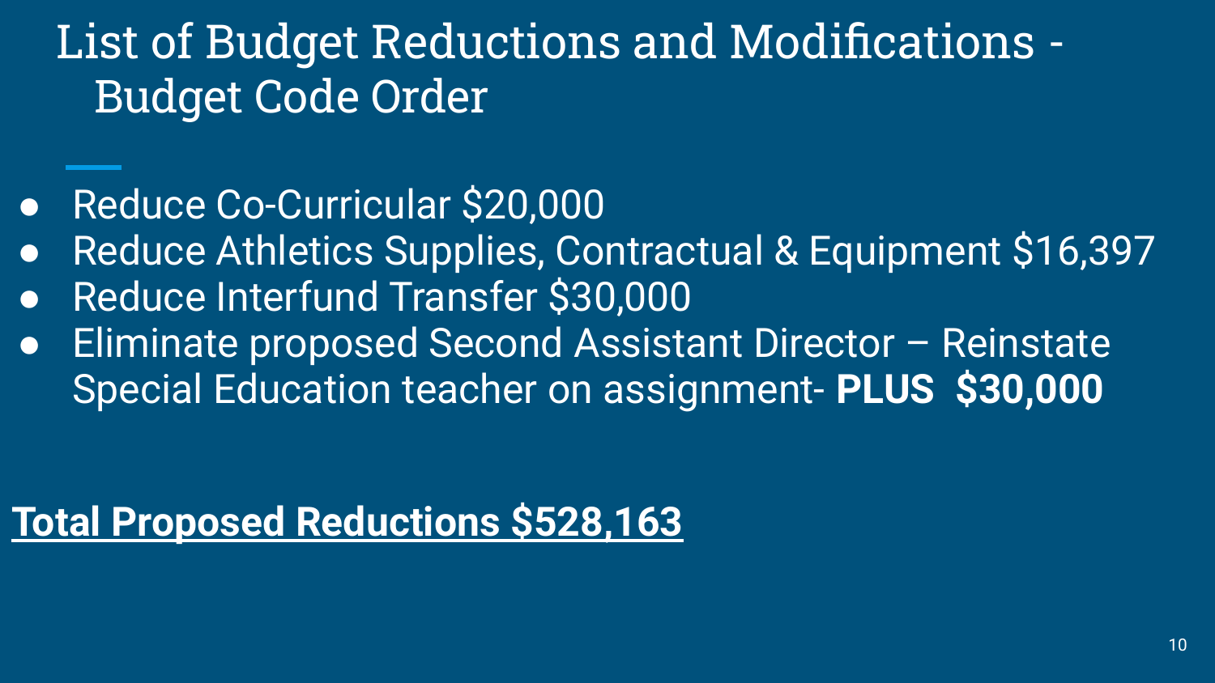# List of Budget Reductions and Modifications - Budget Code Order

- Reduce Co-Curricular $20,000
- Reduce Athletics Supplies, Contractual & Equipment $16,397
- Reduce Interfund Transfer $30,000
- Eliminate proposed Second Assistant Director – Reinstate Special Education teacher on assignment- **PLUS $30,000**

**Total Proposed Reductions $528,163**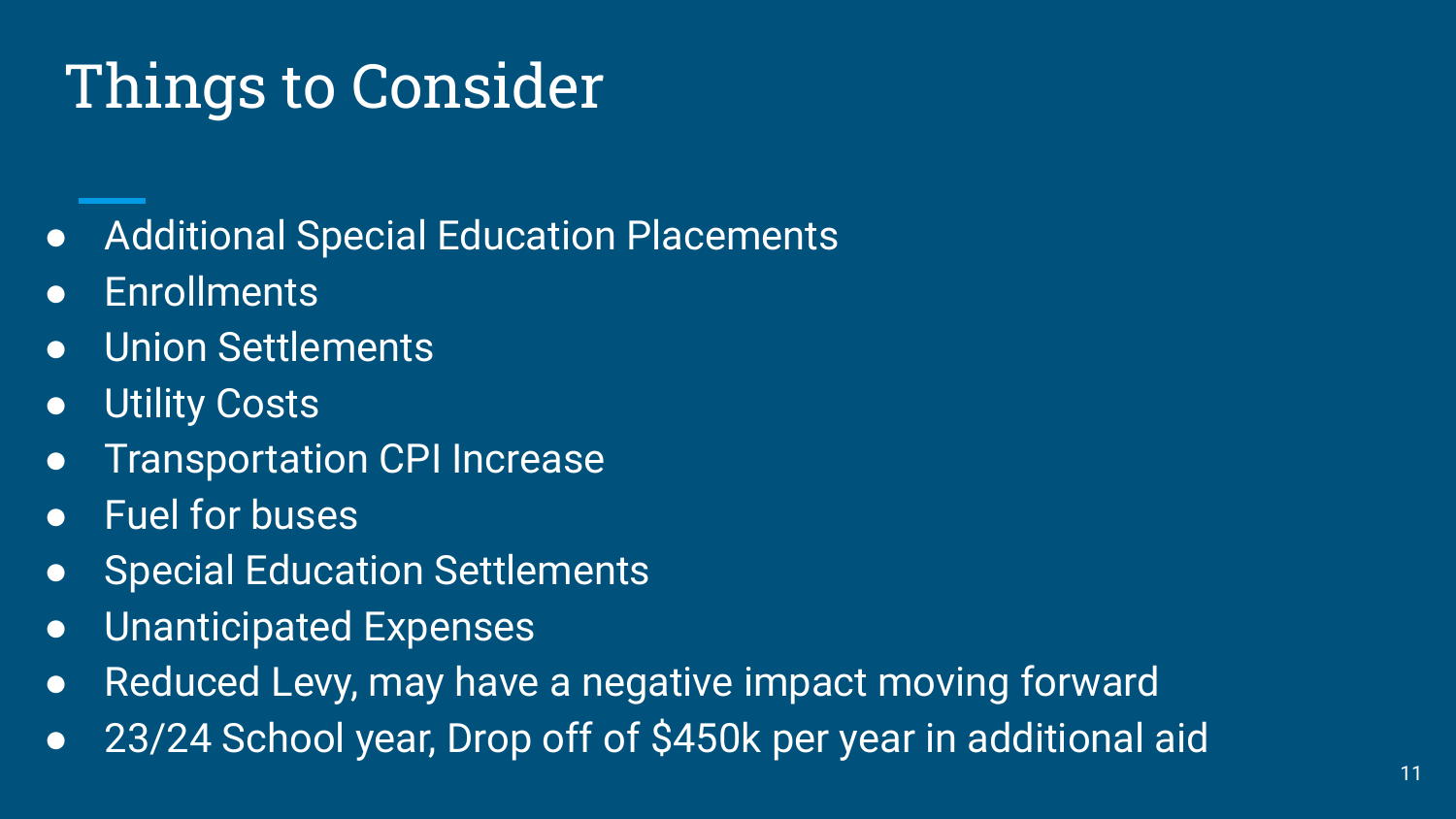# Things to Consider

- Additional Special Education Placements
- Enrollments
- Union Settlements
- Utility Costs
- Transportation CPI Increase
- Fuel for buses
- Special Education Settlements
- Unanticipated Expenses
- Reduced Levy, may have a negative impact moving forward
- 23/24 School year, Drop off of $450k per year in additional aid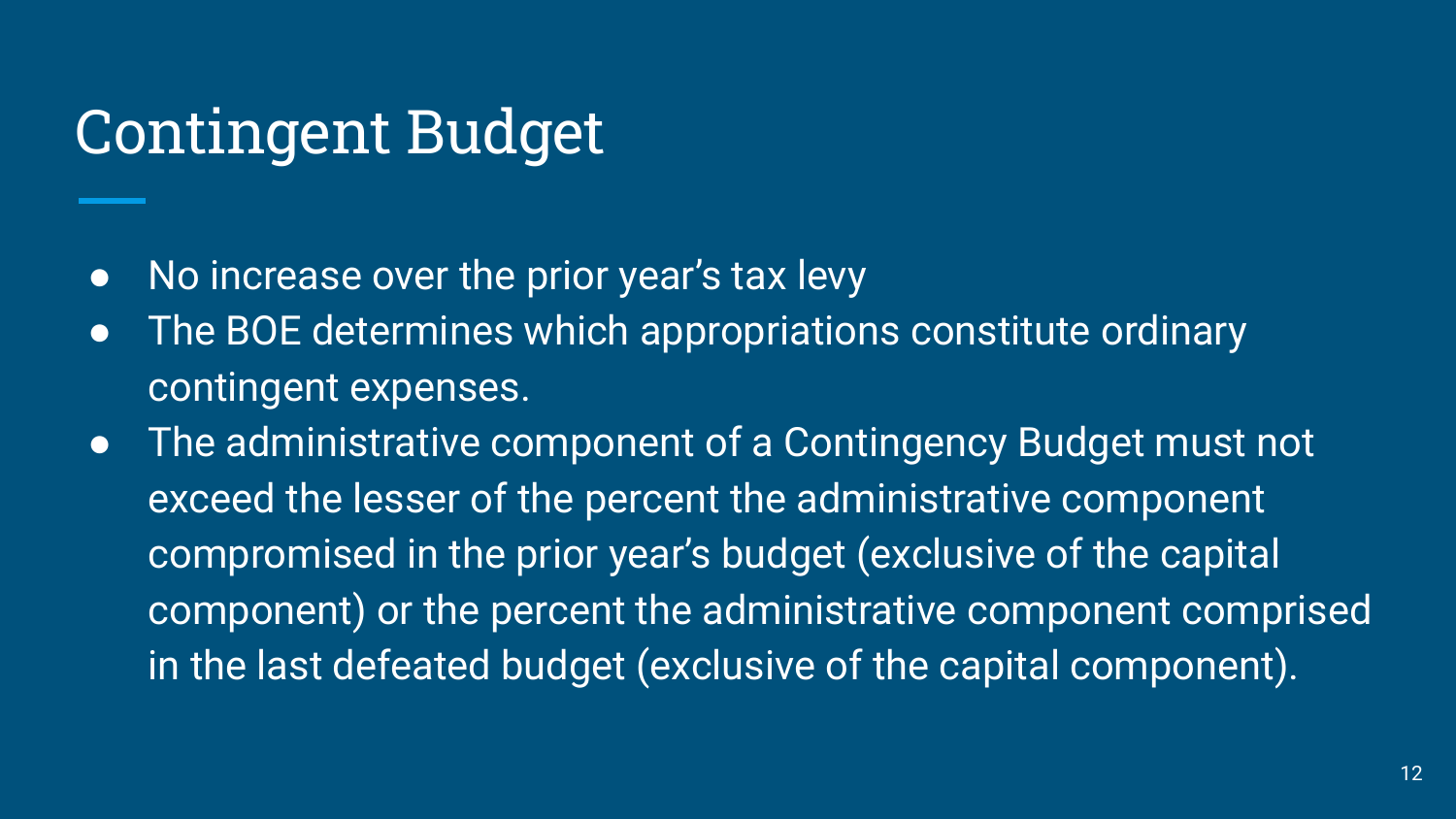# Contingent Budget

- No increase over the prior year's tax levy
- The BOE determines which appropriations constitute ordinary contingent expenses.
- The administrative component of a Contingency Budget must not exceed the lesser of the percent the administrative component compromised in the prior year's budget (exclusive of the capital component) or the percent the administrative component comprised in the last defeated budget (exclusive of the capital component).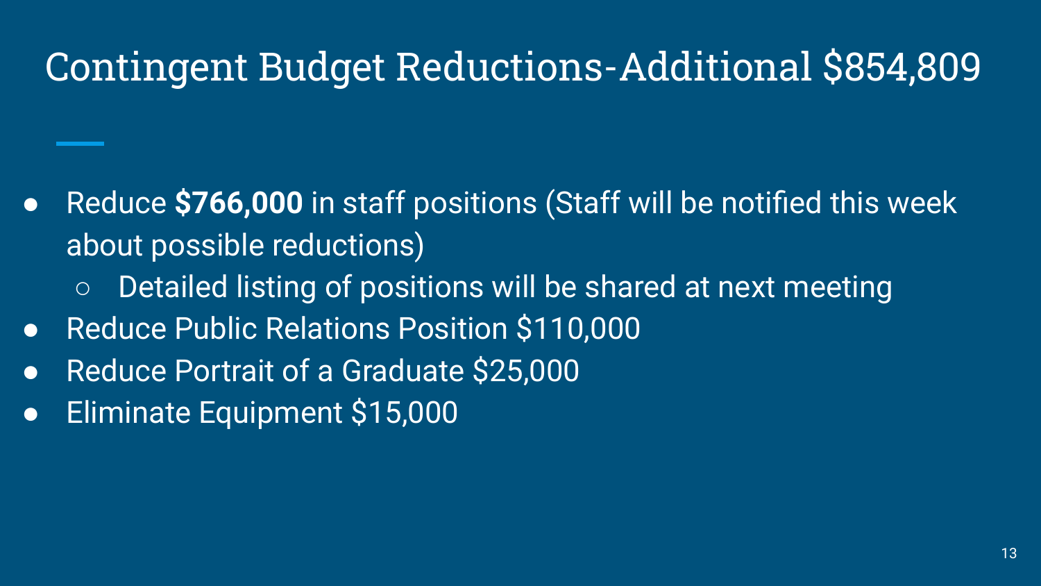# Contingent Budget Reductions-Additional $854,809

- Reduce **$766,000** in staff positions (Staff will be notified this week about possible reductions)
  - Detailed listing of positions will be shared at next meeting
- Reduce Public Relations Position $110,000
- Reduce Portrait of a Graduate $25,000
- Eliminate Equipment $15,000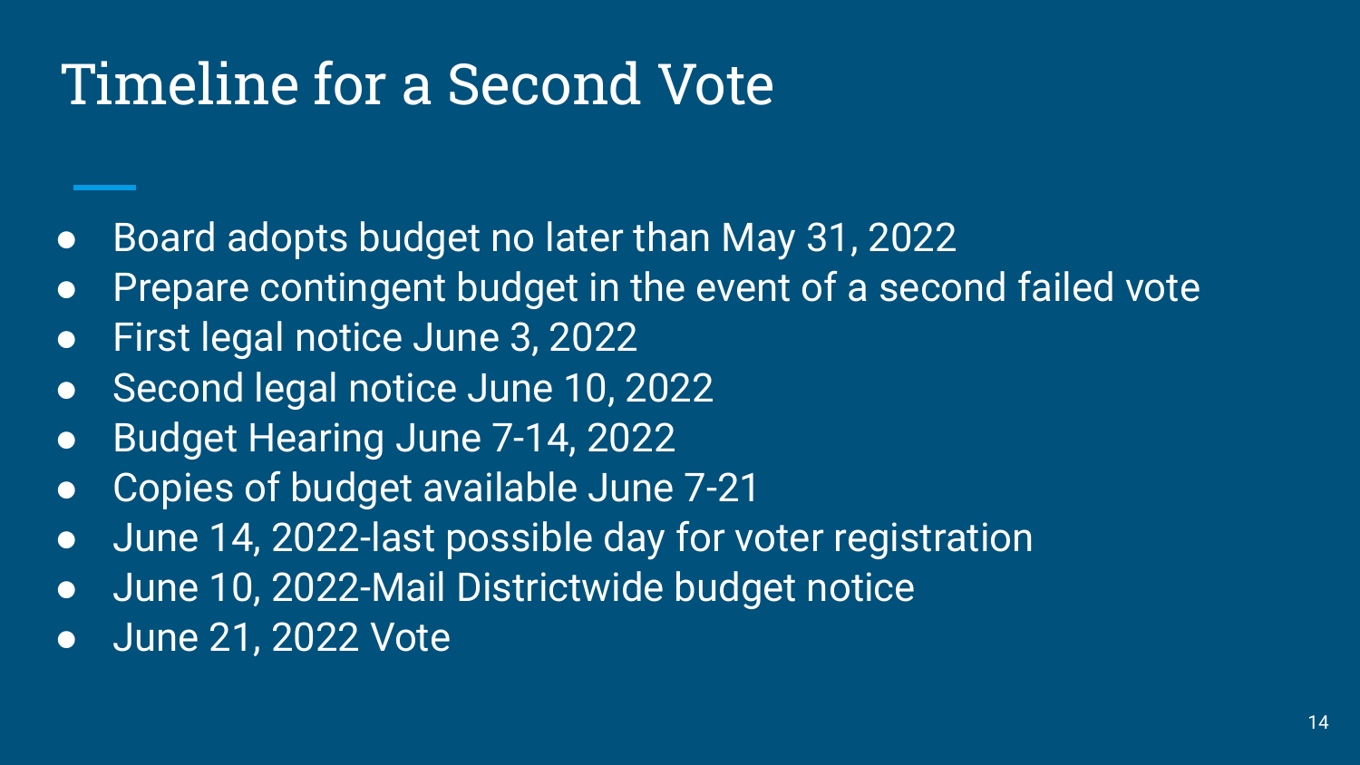# Timeline for a Second Vote

- Board adopts budget no later than May 31, 2022
- Prepare contingent budget in the event of a second failed vote
- First legal notice June 3, 2022
- Second legal notice June 10, 2022
- Budget Hearing June 7-14, 2022
- Copies of budget available June 7-21
- June 14, 2022-last possible day for voter registration
- June 10, 2022-Mail Districtwide budget notice
- June 21, 2022 Vote